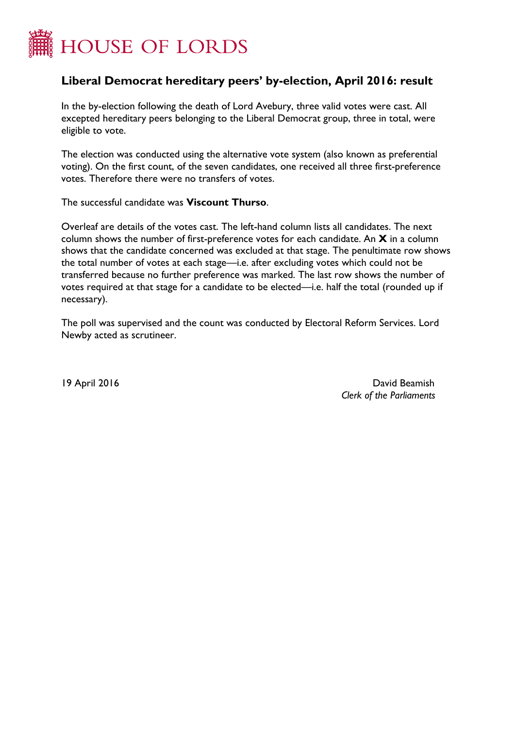# HOUSE OF LORDS

## Liberal Democrat hereditary peers' by-election, April 2016: result

In the by-election following the death of Lord Avebury, three valid votes were cast. All excepted hereditary peers belonging to the Liberal Democrat group, three in total, were eligible to vote.

The election was conducted using the alternative vote system (also known as preferential voting). On the first count, of the seven candidates, one received all three first-preference votes. Therefore there were no transfers of votes.

The successful candidate was **Viscount Thurso**.

Overleaf are details of the votes cast. The left-hand column lists all candidates. The next column shows the number of first-preference votes for each candidate. An **X** in a column shows that the candidate concerned was excluded at that stage. The penultimate row shows the total number of votes at each stage—i.e. after excluding votes which could not be transferred because no further preference was marked. The last row shows the number of votes required at that stage for a candidate to be elected—i.e. half the total (rounded up if necessary).

The poll was supervised and the count was conducted by Electoral Reform Services. Lord Newby acted as scrutineer.

19 April 2016

David Beamish
*Clerk of the Parliaments*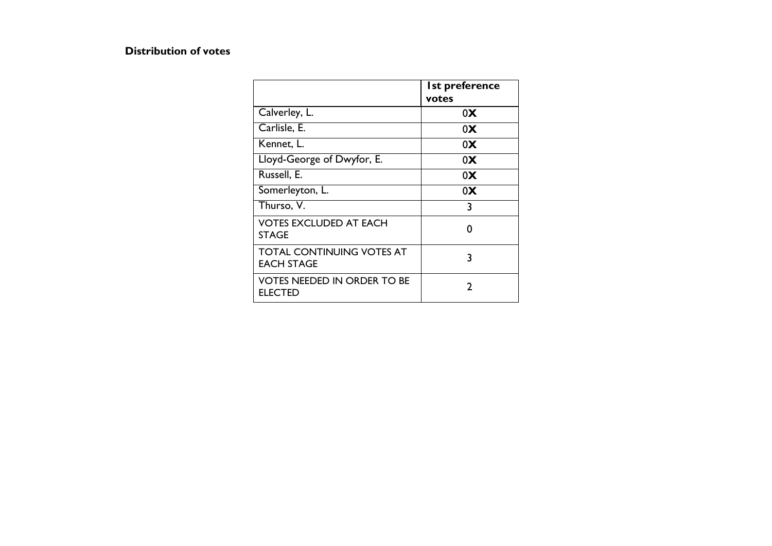**Distribution of votes**

| | 1st preference votes |
| --- | --- |
| Calverley, L. | 0**X** |
| Carlisle, E. | 0**X** |
| Kennet, L. | 0**X** |
| Lloyd-George of Dwyfor, E. | 0**X** |
| Russell, E. | 0**X** |
| Somerleyton, L. | 0**X** |
| Thurso, V. | 3 |
| VOTES EXCLUDED AT EACH STAGE | 0 |
| TOTAL CONTINUING VOTES AT EACH STAGE | 3 |
| VOTES NEEDED IN ORDER TO BE ELECTED | 2 |